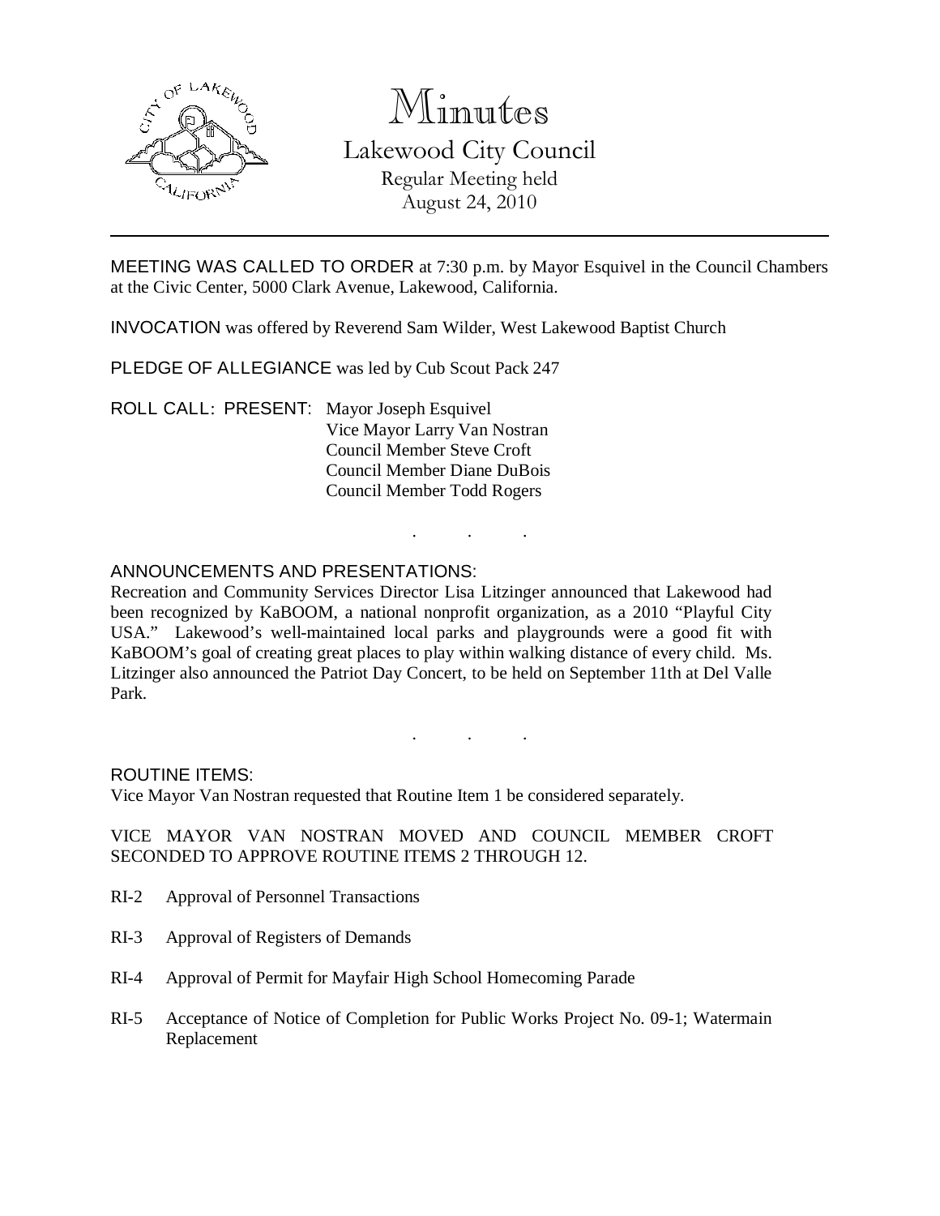# Minutes

## Lakewood City Council

Regular Meeting held
August 24, 2010

MEETING WAS CALLED TO ORDER at 7:30 p.m. by Mayor Esquivel in the Council Chambers at the Civic Center, 5000 Clark Avenue, Lakewood, California.

INVOCATION was offered by Reverend Sam Wilder, West Lakewood Baptist Church

PLEDGE OF ALLEGIANCE was led by Cub Scout Pack 247

ROLL CALL: PRESENT: Mayor Joseph Esquivel
Vice Mayor Larry Van Nostran
Council Member Steve Croft
Council Member Diane DuBois
Council Member Todd Rogers

. . .

ANNOUNCEMENTS AND PRESENTATIONS:

Recreation and Community Services Director Lisa Litzinger announced that Lakewood had been recognized by KaBOOM, a national nonprofit organization, as a 2010 "Playful City USA." Lakewood's well-maintained local parks and playgrounds were a good fit with KaBOOM's goal of creating great places to play within walking distance of every child. Ms. Litzinger also announced the Patriot Day Concert, to be held on September 11th at Del Valle Park.

. . .

ROUTINE ITEMS:

Vice Mayor Van Nostran requested that Routine Item 1 be considered separately.

VICE MAYOR VAN NOSTRAN MOVED AND COUNCIL MEMBER CROFT SECONDED TO APPROVE ROUTINE ITEMS 2 THROUGH 12.

RI-2 Approval of Personnel Transactions

RI-3 Approval of Registers of Demands

RI-4 Approval of Permit for Mayfair High School Homecoming Parade

RI-5 Acceptance of Notice of Completion for Public Works Project No. 09-1; Watermain Replacement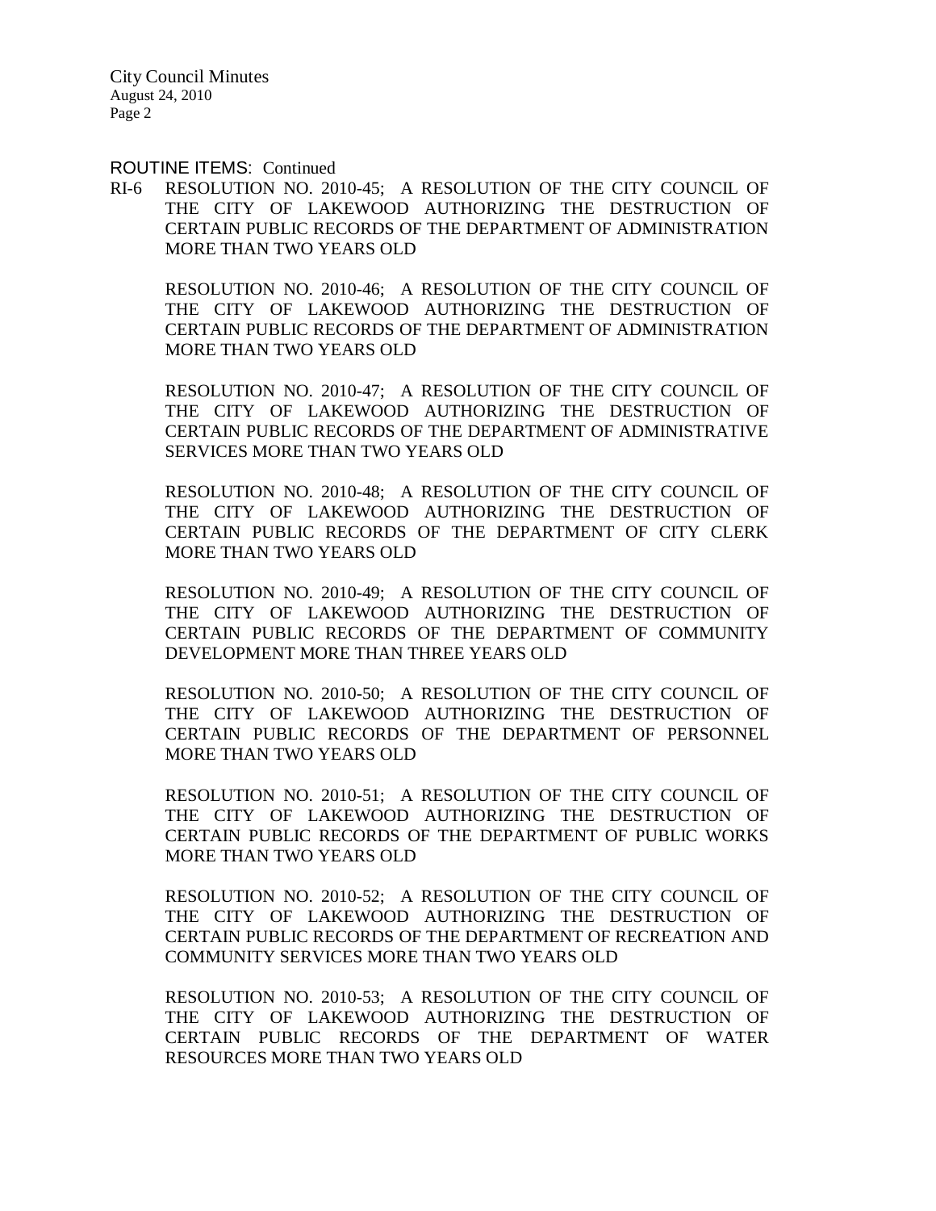ROUTINE ITEMS: Continued

RI-6 RESOLUTION NO. 2010-45; A RESOLUTION OF THE CITY COUNCIL OF THE CITY OF LAKEWOOD AUTHORIZING THE DESTRUCTION OF CERTAIN PUBLIC RECORDS OF THE DEPARTMENT OF ADMINISTRATION MORE THAN TWO YEARS OLD

RESOLUTION NO. 2010-46; A RESOLUTION OF THE CITY COUNCIL OF THE CITY OF LAKEWOOD AUTHORIZING THE DESTRUCTION OF CERTAIN PUBLIC RECORDS OF THE DEPARTMENT OF ADMINISTRATION MORE THAN TWO YEARS OLD

RESOLUTION NO. 2010-47; A RESOLUTION OF THE CITY COUNCIL OF THE CITY OF LAKEWOOD AUTHORIZING THE DESTRUCTION OF CERTAIN PUBLIC RECORDS OF THE DEPARTMENT OF ADMINISTRATIVE SERVICES MORE THAN TWO YEARS OLD

RESOLUTION NO. 2010-48; A RESOLUTION OF THE CITY COUNCIL OF THE CITY OF LAKEWOOD AUTHORIZING THE DESTRUCTION OF CERTAIN PUBLIC RECORDS OF THE DEPARTMENT OF CITY CLERK MORE THAN TWO YEARS OLD

RESOLUTION NO. 2010-49; A RESOLUTION OF THE CITY COUNCIL OF THE CITY OF LAKEWOOD AUTHORIZING THE DESTRUCTION OF CERTAIN PUBLIC RECORDS OF THE DEPARTMENT OF COMMUNITY DEVELOPMENT MORE THAN THREE YEARS OLD

RESOLUTION NO. 2010-50; A RESOLUTION OF THE CITY COUNCIL OF THE CITY OF LAKEWOOD AUTHORIZING THE DESTRUCTION OF CERTAIN PUBLIC RECORDS OF THE DEPARTMENT OF PERSONNEL MORE THAN TWO YEARS OLD

RESOLUTION NO. 2010-51; A RESOLUTION OF THE CITY COUNCIL OF THE CITY OF LAKEWOOD AUTHORIZING THE DESTRUCTION OF CERTAIN PUBLIC RECORDS OF THE DEPARTMENT OF PUBLIC WORKS MORE THAN TWO YEARS OLD

RESOLUTION NO. 2010-52; A RESOLUTION OF THE CITY COUNCIL OF THE CITY OF LAKEWOOD AUTHORIZING THE DESTRUCTION OF CERTAIN PUBLIC RECORDS OF THE DEPARTMENT OF RECREATION AND COMMUNITY SERVICES MORE THAN TWO YEARS OLD

RESOLUTION NO. 2010-53; A RESOLUTION OF THE CITY COUNCIL OF THE CITY OF LAKEWOOD AUTHORIZING THE DESTRUCTION OF CERTAIN PUBLIC RECORDS OF THE DEPARTMENT OF WATER RESOURCES MORE THAN TWO YEARS OLD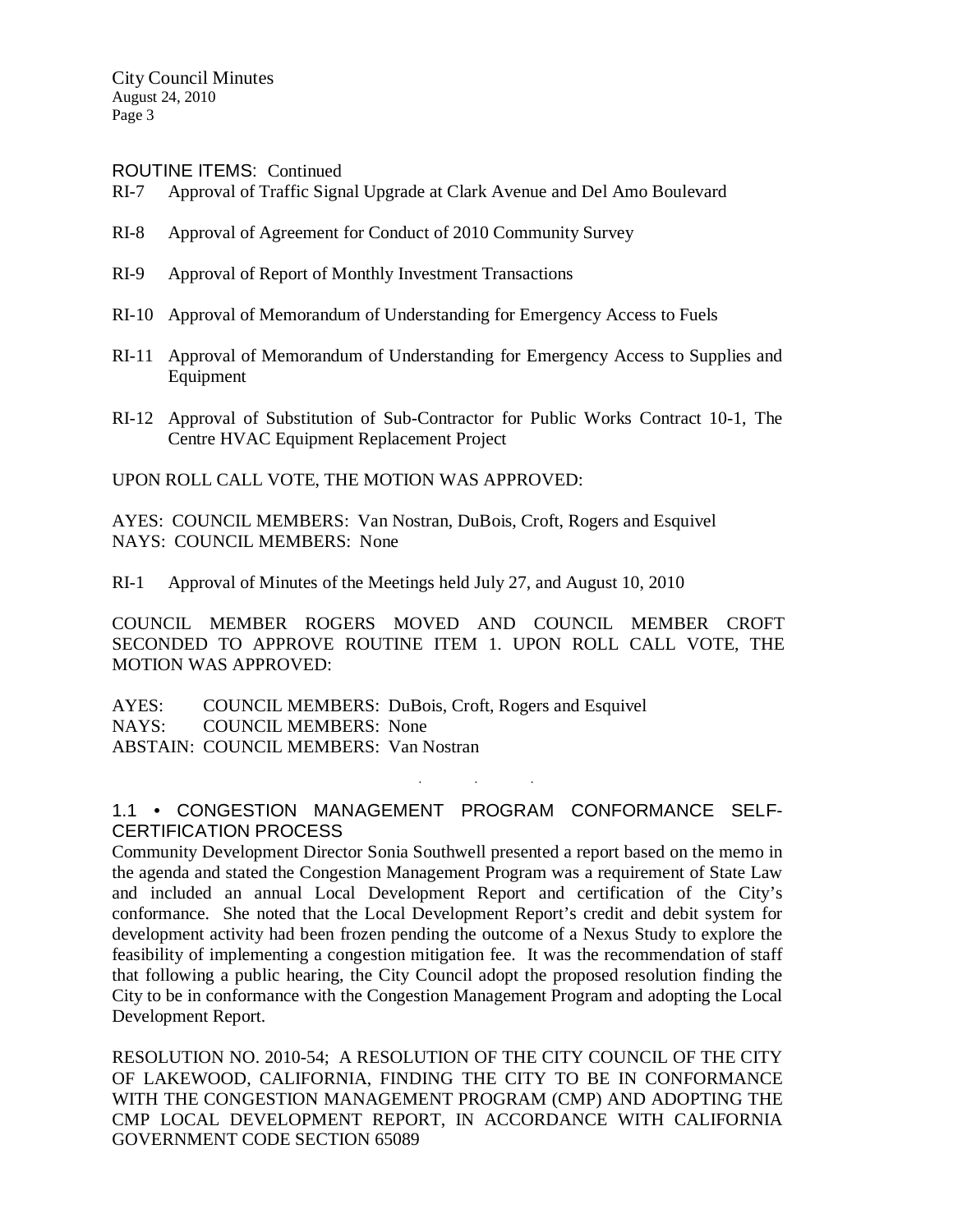ROUTINE ITEMS: Continued

RI-7 Approval of Traffic Signal Upgrade at Clark Avenue and Del Amo Boulevard

RI-8 Approval of Agreement for Conduct of 2010 Community Survey

RI-9 Approval of Report of Monthly Investment Transactions

RI-10 Approval of Memorandum of Understanding for Emergency Access to Fuels

RI-11 Approval of Memorandum of Understanding for Emergency Access to Supplies and Equipment

RI-12 Approval of Substitution of Sub-Contractor for Public Works Contract 10-1, The Centre HVAC Equipment Replacement Project

UPON ROLL CALL VOTE, THE MOTION WAS APPROVED:

AYES: COUNCIL MEMBERS: Van Nostran, DuBois, Croft, Rogers and Esquivel
NAYS: COUNCIL MEMBERS: None

RI-1 Approval of Minutes of the Meetings held July 27, and August 10, 2010

COUNCIL MEMBER ROGERS MOVED AND COUNCIL MEMBER CROFT SECONDED TO APPROVE ROUTINE ITEM 1. UPON ROLL CALL VOTE, THE MOTION WAS APPROVED:

AYES: COUNCIL MEMBERS: DuBois, Croft, Rogers and Esquivel
NAYS: COUNCIL MEMBERS: None
ABSTAIN: COUNCIL MEMBERS: Van Nostran

. . .

### 1.1 • CONGESTION MANAGEMENT PROGRAM CONFORMANCE SELF-CERTIFICATION PROCESS

Community Development Director Sonia Southwell presented a report based on the memo in the agenda and stated the Congestion Management Program was a requirement of State Law and included an annual Local Development Report and certification of the City's conformance. She noted that the Local Development Report's credit and debit system for development activity had been frozen pending the outcome of a Nexus Study to explore the feasibility of implementing a congestion mitigation fee. It was the recommendation of staff that following a public hearing, the City Council adopt the proposed resolution finding the City to be in conformance with the Congestion Management Program and adopting the Local Development Report.

RESOLUTION NO. 2010-54; A RESOLUTION OF THE CITY COUNCIL OF THE CITY OF LAKEWOOD, CALIFORNIA, FINDING THE CITY TO BE IN CONFORMANCE WITH THE CONGESTION MANAGEMENT PROGRAM (CMP) AND ADOPTING THE CMP LOCAL DEVELOPMENT REPORT, IN ACCORDANCE WITH CALIFORNIA GOVERNMENT CODE SECTION 65089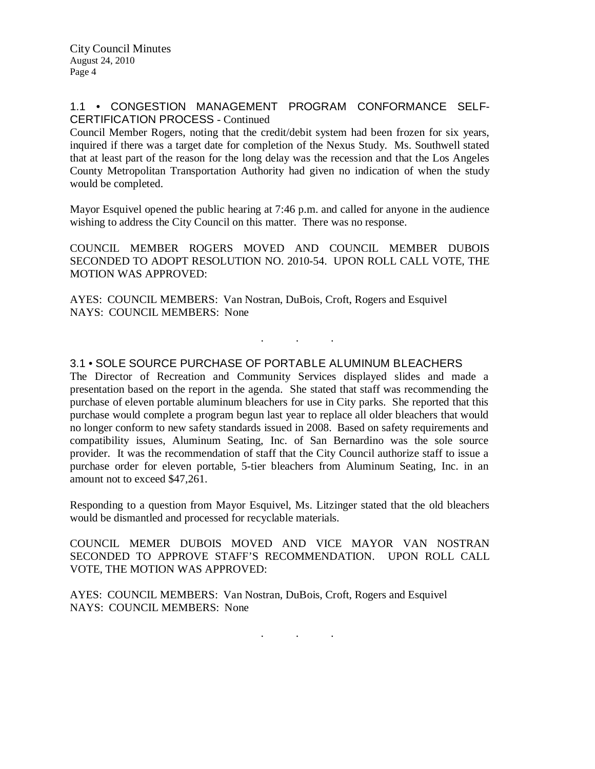## 1.1 • CONGESTION MANAGEMENT PROGRAM CONFORMANCE SELF-CERTIFICATION PROCESS - Continued

Council Member Rogers, noting that the credit/debit system had been frozen for six years, inquired if there was a target date for completion of the Nexus Study. Ms. Southwell stated that at least part of the reason for the long delay was the recession and that the Los Angeles County Metropolitan Transportation Authority had given no indication of when the study would be completed.

Mayor Esquivel opened the public hearing at 7:46 p.m. and called for anyone in the audience wishing to address the City Council on this matter. There was no response.

COUNCIL MEMBER ROGERS MOVED AND COUNCIL MEMBER DUBOIS SECONDED TO ADOPT RESOLUTION NO. 2010-54. UPON ROLL CALL VOTE, THE MOTION WAS APPROVED:

AYES: COUNCIL MEMBERS: Van Nostran, DuBois, Croft, Rogers and Esquivel
NAYS: COUNCIL MEMBERS: None

. . .

## 3.1 • SOLE SOURCE PURCHASE OF PORTABLE ALUMINUM BLEACHERS

The Director of Recreation and Community Services displayed slides and made a presentation based on the report in the agenda. She stated that staff was recommending the purchase of eleven portable aluminum bleachers for use in City parks. She reported that this purchase would complete a program begun last year to replace all older bleachers that would no longer conform to new safety standards issued in 2008. Based on safety requirements and compatibility issues, Aluminum Seating, Inc. of San Bernardino was the sole source provider. It was the recommendation of staff that the City Council authorize staff to issue a purchase order for eleven portable, 5-tier bleachers from Aluminum Seating, Inc. in an amount not to exceed $47,261.

Responding to a question from Mayor Esquivel, Ms. Litzinger stated that the old bleachers would be dismantled and processed for recyclable materials.

COUNCIL MEMER DUBOIS MOVED AND VICE MAYOR VAN NOSTRAN SECONDED TO APPROVE STAFF'S RECOMMENDATION. UPON ROLL CALL VOTE, THE MOTION WAS APPROVED:

AYES: COUNCIL MEMBERS: Van Nostran, DuBois, Croft, Rogers and Esquivel
NAYS: COUNCIL MEMBERS: None

. . .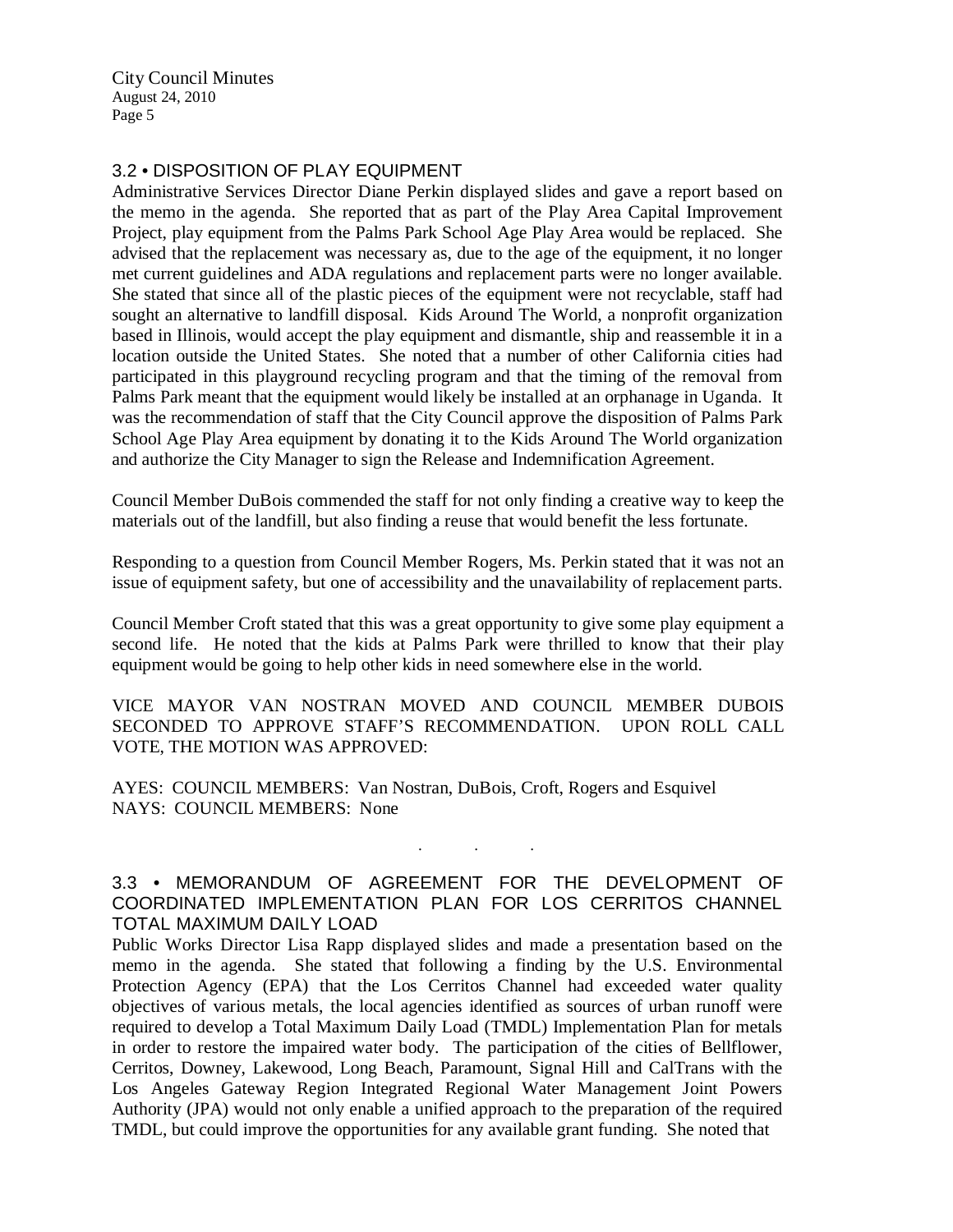## 3.2 • DISPOSITION OF PLAY EQUIPMENT

Administrative Services Director Diane Perkin displayed slides and gave a report based on the memo in the agenda. She reported that as part of the Play Area Capital Improvement Project, play equipment from the Palms Park School Age Play Area would be replaced. She advised that the replacement was necessary as, due to the age of the equipment, it no longer met current guidelines and ADA regulations and replacement parts were no longer available. She stated that since all of the plastic pieces of the equipment were not recyclable, staff had sought an alternative to landfill disposal. Kids Around The World, a nonprofit organization based in Illinois, would accept the play equipment and dismantle, ship and reassemble it in a location outside the United States. She noted that a number of other California cities had participated in this playground recycling program and that the timing of the removal from Palms Park meant that the equipment would likely be installed at an orphanage in Uganda. It was the recommendation of staff that the City Council approve the disposition of Palms Park School Age Play Area equipment by donating it to the Kids Around The World organization and authorize the City Manager to sign the Release and Indemnification Agreement.

Council Member DuBois commended the staff for not only finding a creative way to keep the materials out of the landfill, but also finding a reuse that would benefit the less fortunate.

Responding to a question from Council Member Rogers, Ms. Perkin stated that it was not an issue of equipment safety, but one of accessibility and the unavailability of replacement parts.

Council Member Croft stated that this was a great opportunity to give some play equipment a second life. He noted that the kids at Palms Park were thrilled to know that their play equipment would be going to help other kids in need somewhere else in the world.

VICE MAYOR VAN NOSTRAN MOVED AND COUNCIL MEMBER DUBOIS SECONDED TO APPROVE STAFF'S RECOMMENDATION. UPON ROLL CALL VOTE, THE MOTION WAS APPROVED:

AYES: COUNCIL MEMBERS: Van Nostran, DuBois, Croft, Rogers and Esquivel
NAYS: COUNCIL MEMBERS: None

. . .

## 3.3 • MEMORANDUM OF AGREEMENT FOR THE DEVELOPMENT OF COORDINATED IMPLEMENTATION PLAN FOR LOS CERRITOS CHANNEL TOTAL MAXIMUM DAILY LOAD

Public Works Director Lisa Rapp displayed slides and made a presentation based on the memo in the agenda. She stated that following a finding by the U.S. Environmental Protection Agency (EPA) that the Los Cerritos Channel had exceeded water quality objectives of various metals, the local agencies identified as sources of urban runoff were required to develop a Total Maximum Daily Load (TMDL) Implementation Plan for metals in order to restore the impaired water body. The participation of the cities of Bellflower, Cerritos, Downey, Lakewood, Long Beach, Paramount, Signal Hill and CalTrans with the Los Angeles Gateway Region Integrated Regional Water Management Joint Powers Authority (JPA) would not only enable a unified approach to the preparation of the required TMDL, but could improve the opportunities for any available grant funding. She noted that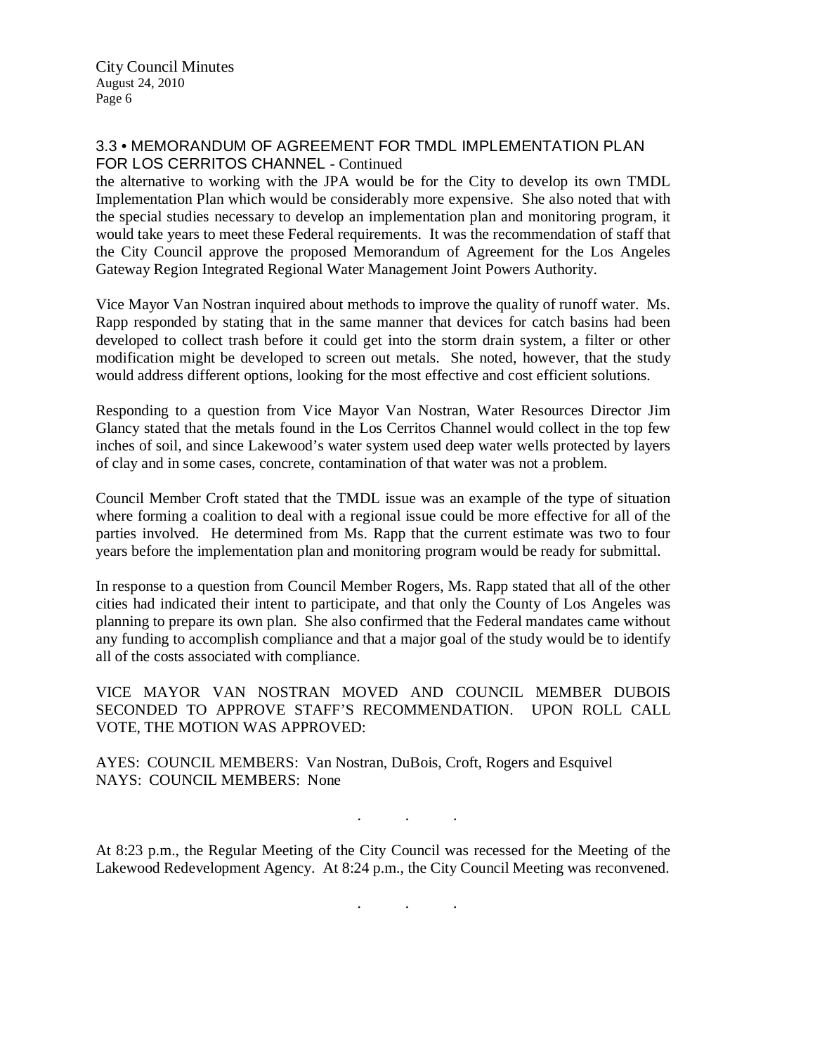### 3.3 • MEMORANDUM OF AGREEMENT FOR TMDL IMPLEMENTATION PLAN FOR LOS CERRITOS CHANNEL - Continued

the alternative to working with the JPA would be for the City to develop its own TMDL Implementation Plan which would be considerably more expensive. She also noted that with the special studies necessary to develop an implementation plan and monitoring program, it would take years to meet these Federal requirements. It was the recommendation of staff that the City Council approve the proposed Memorandum of Agreement for the Los Angeles Gateway Region Integrated Regional Water Management Joint Powers Authority.

Vice Mayor Van Nostran inquired about methods to improve the quality of runoff water. Ms. Rapp responded by stating that in the same manner that devices for catch basins had been developed to collect trash before it could get into the storm drain system, a filter or other modification might be developed to screen out metals. She noted, however, that the study would address different options, looking for the most effective and cost efficient solutions.

Responding to a question from Vice Mayor Van Nostran, Water Resources Director Jim Glancy stated that the metals found in the Los Cerritos Channel would collect in the top few inches of soil, and since Lakewood's water system used deep water wells protected by layers of clay and in some cases, concrete, contamination of that water was not a problem.

Council Member Croft stated that the TMDL issue was an example of the type of situation where forming a coalition to deal with a regional issue could be more effective for all of the parties involved. He determined from Ms. Rapp that the current estimate was two to four years before the implementation plan and monitoring program would be ready for submittal.

In response to a question from Council Member Rogers, Ms. Rapp stated that all of the other cities had indicated their intent to participate, and that only the County of Los Angeles was planning to prepare its own plan. She also confirmed that the Federal mandates came without any funding to accomplish compliance and that a major goal of the study would be to identify all of the costs associated with compliance.

VICE MAYOR VAN NOSTRAN MOVED AND COUNCIL MEMBER DUBOIS SECONDED TO APPROVE STAFF'S RECOMMENDATION. UPON ROLL CALL VOTE, THE MOTION WAS APPROVED:

AYES: COUNCIL MEMBERS: Van Nostran, DuBois, Croft, Rogers and Esquivel
NAYS: COUNCIL MEMBERS: None

. . .

At 8:23 p.m., the Regular Meeting of the City Council was recessed for the Meeting of the Lakewood Redevelopment Agency. At 8:24 p.m., the City Council Meeting was reconvened.

. . .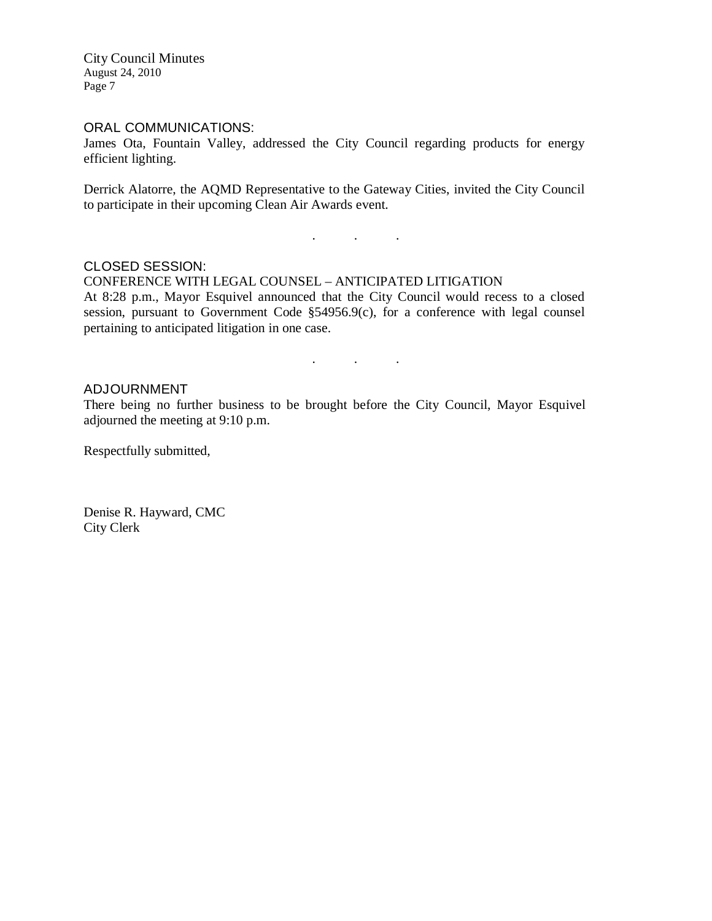## ORAL COMMUNICATIONS:

James Ota, Fountain Valley, addressed the City Council regarding products for energy efficient lighting.

Derrick Alatorre, the AQMD Representative to the Gateway Cities, invited the City Council to participate in their upcoming Clean Air Awards event.

. . .

## CLOSED SESSION:

CONFERENCE WITH LEGAL COUNSEL – ANTICIPATED LITIGATION

At 8:28 p.m., Mayor Esquivel announced that the City Council would recess to a closed session, pursuant to Government Code §54956.9(c), for a conference with legal counsel pertaining to anticipated litigation in one case.

. . .

## ADJOURNMENT

There being no further business to be brought before the City Council, Mayor Esquivel adjourned the meeting at 9:10 p.m.

Respectfully submitted,

Denise R. Hayward, CMC
City Clerk